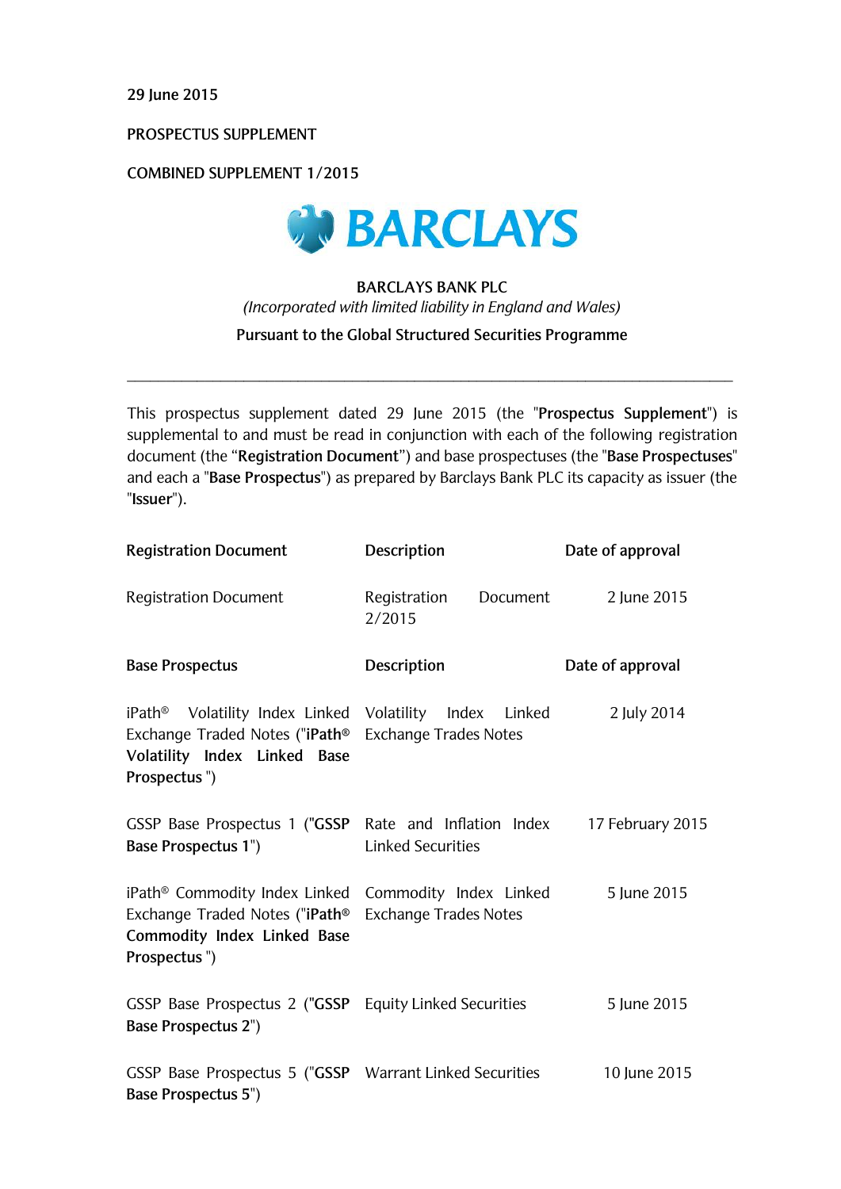29 June 2015

PROSPECTUS SUPPLEMENT

COMBINED SUPPLEMENT 1/2015

BARCLAYS

**BARCLAYS BANK PLC**

*(Incorporated with limited liability in England and Wales)*

**Pursuant to the Global Structured Securities Programme**

---

This prospectus supplement dated 29 June 2015 (the "**Prospectus Supplement**") is supplemental to and must be read in conjunction with each of the following registration document (the "**Registration Document**") and base prospectuses (the "**Base Prospectuses**" and each a "**Base Prospectus**") as prepared by Barclays Bank PLC its capacity as issuer (the "**Issuer**").

| **Registration Document** | **Description** | **Date of approval** |
|---|---|---|
| Registration Document | Registration Document 2/2015 | 2 June 2015 |
| **Base Prospectus** | **Description** | **Date of approval** |
| iPath® Volatility Index Linked Exchange Traded Notes ("**iPath® Volatility Index Linked Base Prospectus** ") | Volatility Index Linked Exchange Trades Notes | 2 July 2014 |
| GSSP Base Prospectus 1 ("**GSSP Base Prospectus 1**") | Rate and Inflation Index Linked Securities | 17 February 2015 |
| iPath® Commodity Index Linked Exchange Traded Notes ("**iPath® Commodity Index Linked Base Prospectus** ") | Commodity Index Linked Exchange Trades Notes | 5 June 2015 |
| GSSP Base Prospectus 2 ("**GSSP Base Prospectus 2**") | Equity Linked Securities | 5 June 2015 |
| GSSP Base Prospectus 5 ("**GSSP Base Prospectus 5**") | Warrant Linked Securities | 10 June 2015 |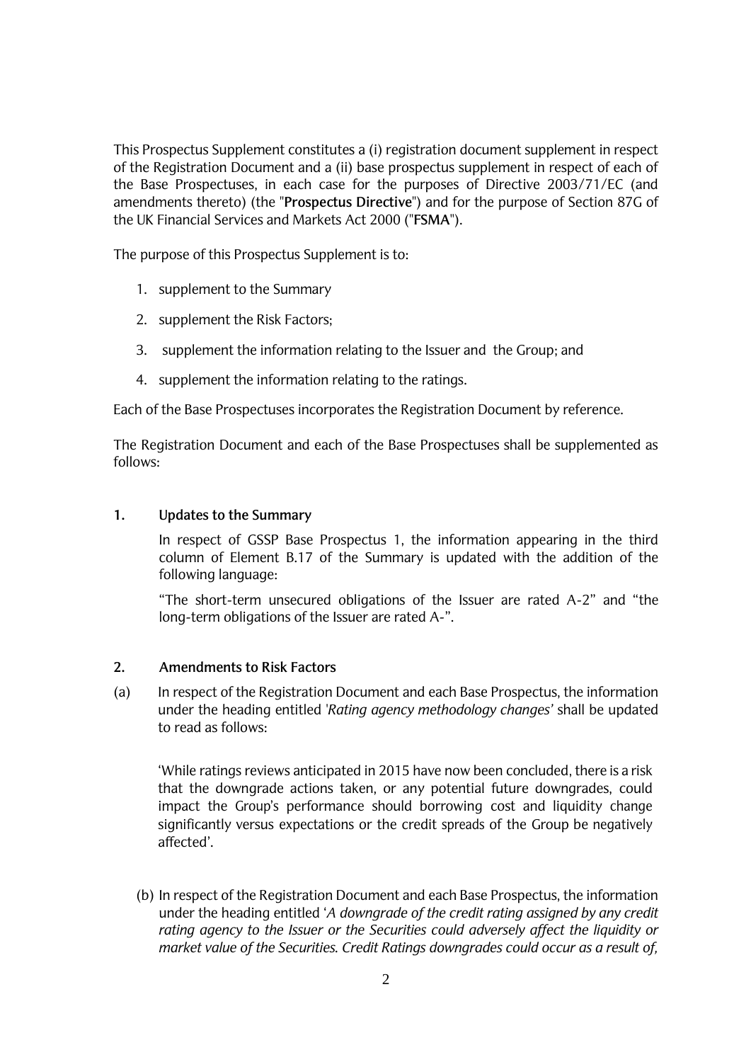This Prospectus Supplement constitutes a (i) registration document supplement in respect of the Registration Document and a (ii) base prospectus supplement in respect of each of the Base Prospectuses, in each case for the purposes of Directive 2003/71/EC (and amendments thereto) (the "**Prospectus Directive**") and for the purpose of Section 87G of the UK Financial Services and Markets Act 2000 ("**FSMA**").

The purpose of this Prospectus Supplement is to:

1. supplement to the Summary
2. supplement the Risk Factors;
3. supplement the information relating to the Issuer and the Group; and
4. supplement the information relating to the ratings.

Each of the Base Prospectuses incorporates the Registration Document by reference.

The Registration Document and each of the Base Prospectuses shall be supplemented as follows:

## 1. Updates to the Summary

In respect of GSSP Base Prospectus 1, the information appearing in the third column of Element B.17 of the Summary is updated with the addition of the following language:

"The short-term unsecured obligations of the Issuer are rated A-2" and "the long-term obligations of the Issuer are rated A-".

## 2. Amendments to Risk Factors

(a) In respect of the Registration Document and each Base Prospectus, the information under the heading entitled '*Rating agency methodology changes'* shall be updated to read as follows:

'While ratings reviews anticipated in 2015 have now been concluded, there is a risk that the downgrade actions taken, or any potential future downgrades, could impact the Group's performance should borrowing cost and liquidity change significantly versus expectations or the credit spreads of the Group be negatively affected'.

(b) In respect of the Registration Document and each Base Prospectus, the information under the heading entitled '*A downgrade of the credit rating assigned by any credit rating agency to the Issuer or the Securities could adversely affect the liquidity or market value of the Securities. Credit Ratings downgrades could occur as a result of,*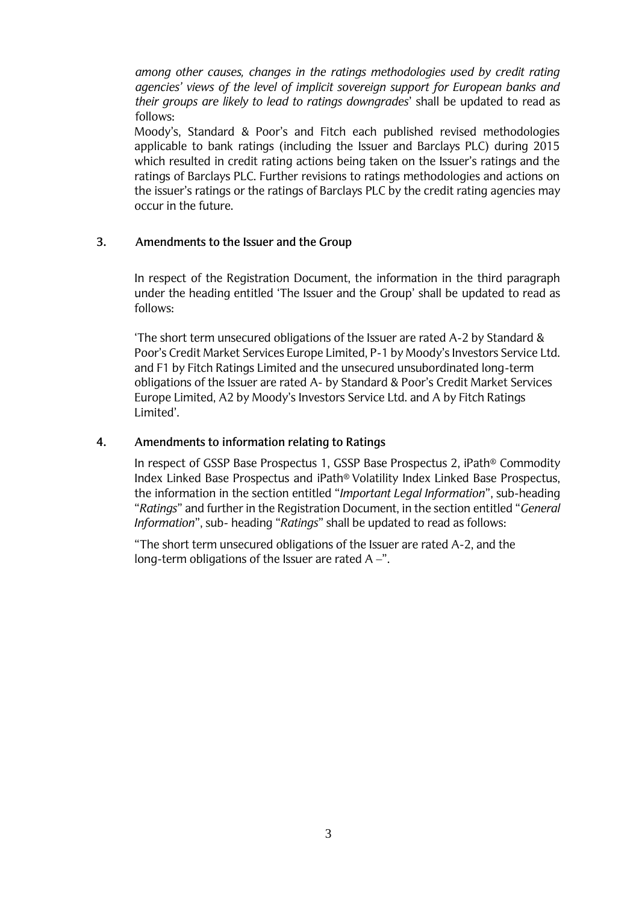*among other causes, changes in the ratings methodologies used by credit rating agencies' views of the level of implicit sovereign support for European banks and their groups are likely to lead to ratings downgrades*' shall be updated to read as follows:

Moody's, Standard & Poor's and Fitch each published revised methodologies applicable to bank ratings (including the Issuer and Barclays PLC) during 2015 which resulted in credit rating actions being taken on the Issuer's ratings and the ratings of Barclays PLC. Further revisions to ratings methodologies and actions on the issuer's ratings or the ratings of Barclays PLC by the credit rating agencies may occur in the future.

## 3. Amendments to the Issuer and the Group

In respect of the Registration Document, the information in the third paragraph under the heading entitled 'The Issuer and the Group' shall be updated to read as follows:

'The short term unsecured obligations of the Issuer are rated A-2 by Standard & Poor's Credit Market Services Europe Limited, P-1 by Moody's Investors Service Ltd. and F1 by Fitch Ratings Limited and the unsecured unsubordinated long-term obligations of the Issuer are rated A- by Standard & Poor's Credit Market Services Europe Limited, A2 by Moody's Investors Service Ltd. and A by Fitch Ratings Limited'.

## 4. Amendments to information relating to Ratings

In respect of GSSP Base Prospectus 1, GSSP Base Prospectus 2, iPath® Commodity Index Linked Base Prospectus and iPath® Volatility Index Linked Base Prospectus, the information in the section entitled "*Important Legal Information*", sub-heading "*Ratings*" and further in the Registration Document, in the section entitled "*General Information*", sub- heading "*Ratings*" shall be updated to read as follows:

"The short term unsecured obligations of the Issuer are rated A-2, and the long-term obligations of the Issuer are rated A –".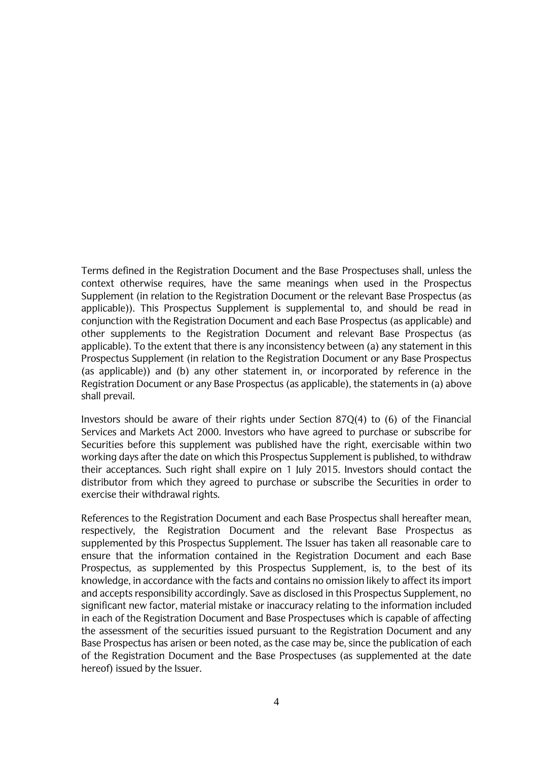Terms defined in the Registration Document and the Base Prospectuses shall, unless the context otherwise requires, have the same meanings when used in the Prospectus Supplement (in relation to the Registration Document or the relevant Base Prospectus (as applicable)). This Prospectus Supplement is supplemental to, and should be read in conjunction with the Registration Document and each Base Prospectus (as applicable) and other supplements to the Registration Document and relevant Base Prospectus (as applicable). To the extent that there is any inconsistency between (a) any statement in this Prospectus Supplement (in relation to the Registration Document or any Base Prospectus (as applicable)) and (b) any other statement in, or incorporated by reference in the Registration Document or any Base Prospectus (as applicable), the statements in (a) above shall prevail.

Investors should be aware of their rights under Section 87Q(4) to (6) of the Financial Services and Markets Act 2000. Investors who have agreed to purchase or subscribe for Securities before this supplement was published have the right, exercisable within two working days after the date on which this Prospectus Supplement is published, to withdraw their acceptances. Such right shall expire on 1 July 2015. Investors should contact the distributor from which they agreed to purchase or subscribe the Securities in order to exercise their withdrawal rights.

References to the Registration Document and each Base Prospectus shall hereafter mean, respectively, the Registration Document and the relevant Base Prospectus as supplemented by this Prospectus Supplement. The Issuer has taken all reasonable care to ensure that the information contained in the Registration Document and each Base Prospectus, as supplemented by this Prospectus Supplement, is, to the best of its knowledge, in accordance with the facts and contains no omission likely to affect its import and accepts responsibility accordingly. Save as disclosed in this Prospectus Supplement, no significant new factor, material mistake or inaccuracy relating to the information included in each of the Registration Document and Base Prospectuses which is capable of affecting the assessment of the securities issued pursuant to the Registration Document and any Base Prospectus has arisen or been noted, as the case may be, since the publication of each of the Registration Document and the Base Prospectuses (as supplemented at the date hereof) issued by the Issuer.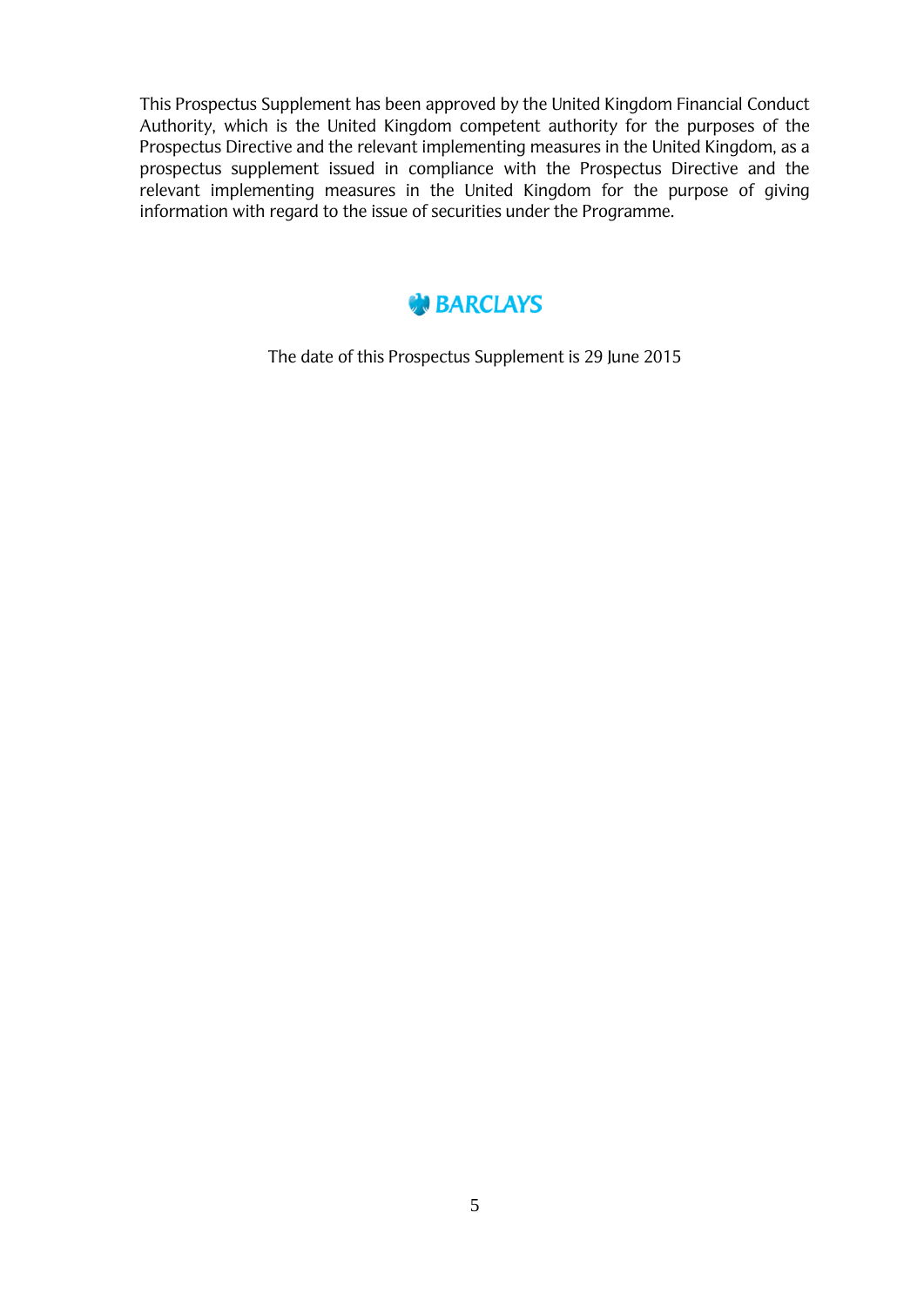This Prospectus Supplement has been approved by the United Kingdom Financial Conduct Authority, which is the United Kingdom competent authority for the purposes of the Prospectus Directive and the relevant implementing measures in the United Kingdom, as a prospectus supplement issued in compliance with the Prospectus Directive and the relevant implementing measures in the United Kingdom for the purpose of giving information with regard to the issue of securities under the Programme.

BARCLAYS

The date of this Prospectus Supplement is 29 June 2015